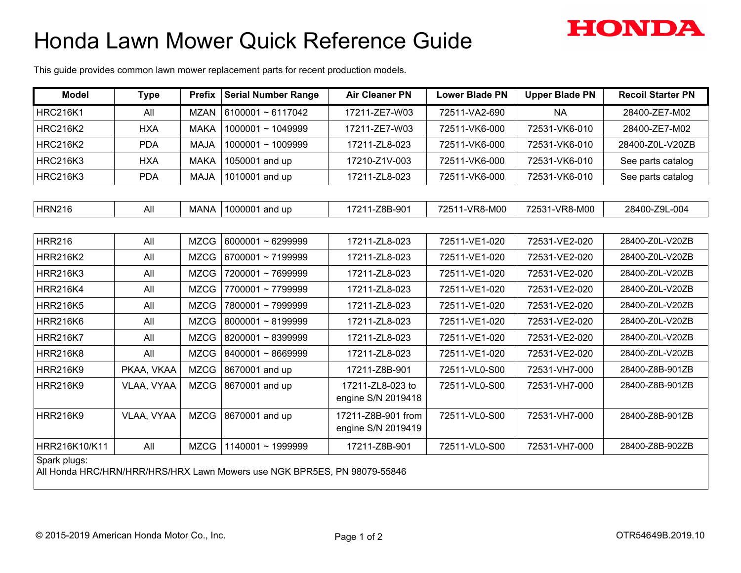# Honda Lawn Mower Quick Reference Guide

HONDA

This guide provides common lawn mower replacement parts for recent production models.

| Model | Type | Prefix | Serial Number Range | Air Cleaner PN | Lower Blade PN | Upper Blade PN | Recoil Starter PN |
|---|---|---|---|---|---|---|---|
| HRC216K1 | All | MZAN | 6100001 ~ 6117042 | 17211-ZE7-W03 | 72511-VA2-690 | NA | 28400-ZE7-M02 |
| HRC216K2 | HXA | MAKA | 1000001 ~ 1049999 | 17211-ZE7-W03 | 72511-VK6-000 | 72531-VK6-010 | 28400-ZE7-M02 |
| HRC216K2 | PDA | MAJA | 1000001 ~ 1009999 | 17211-ZL8-023 | 72511-VK6-000 | 72531-VK6-010 | 28400-Z0L-V20ZB |
| HRC216K3 | HXA | MAKA | 1050001 and up | 17210-Z1V-003 | 72511-VK6-000 | 72531-VK6-010 | See parts catalog |
| HRC216K3 | PDA | MAJA | 1010001 and up | 17211-ZL8-023 | 72511-VK6-000 | 72531-VK6-010 | See parts catalog |
| | | | | | | | |
| HRN216 | All | MANA | 1000001 and up | 17211-Z8B-901 | 72511-VR8-M00 | 72531-VR8-M00 | 28400-Z9L-004 |
| | | | | | | | |
| HRR216 | All | MZCG | 6000001 ~ 6299999 | 17211-ZL8-023 | 72511-VE1-020 | 72531-VE2-020 | 28400-Z0L-V20ZB |
| HRR216K2 | All | MZCG | 6700001 ~ 7199999 | 17211-ZL8-023 | 72511-VE1-020 | 72531-VE2-020 | 28400-Z0L-V20ZB |
| HRR216K3 | All | MZCG | 7200001 ~ 7699999 | 17211-ZL8-023 | 72511-VE1-020 | 72531-VE2-020 | 28400-Z0L-V20ZB |
| HRR216K4 | All | MZCG | 7700001 ~ 7799999 | 17211-ZL8-023 | 72511-VE1-020 | 72531-VE2-020 | 28400-Z0L-V20ZB |
| HRR216K5 | All | MZCG | 7800001 ~ 7999999 | 17211-ZL8-023 | 72511-VE1-020 | 72531-VE2-020 | 28400-Z0L-V20ZB |
| HRR216K6 | All | MZCG | 8000001 ~ 8199999 | 17211-ZL8-023 | 72511-VE1-020 | 72531-VE2-020 | 28400-Z0L-V20ZB |
| HRR216K7 | All | MZCG | 8200001 ~ 8399999 | 17211-ZL8-023 | 72511-VE1-020 | 72531-VE2-020 | 28400-Z0L-V20ZB |
| HRR216K8 | All | MZCG | 8400001 ~ 8669999 | 17211-ZL8-023 | 72511-VE1-020 | 72531-VE2-020 | 28400-Z0L-V20ZB |
| HRR216K9 | PKAA, VKAA | MZCG | 8670001 and up | 17211-Z8B-901 | 72511-VL0-S00 | 72531-VH7-000 | 28400-Z8B-901ZB |
| HRR216K9 | VLAA, VYAA | MZCG | 8670001 and up | 17211-ZL8-023 to engine S/N 2019418 | 72511-VL0-S00 | 72531-VH7-000 | 28400-Z8B-901ZB |
| HRR216K9 | VLAA, VYAA | MZCG | 8670001 and up | 17211-Z8B-901 from engine S/N 2019419 | 72511-VL0-S00 | 72531-VH7-000 | 28400-Z8B-901ZB |
| HRR216K10/K11 | All | MZCG | 1140001 ~ 1999999 | 17211-Z8B-901 | 72511-VL0-S00 | 72531-VH7-000 | 28400-Z8B-902ZB |

Spark plugs:
All Honda HRC/HRN/HRR/HRS/HRX Lawn Mowers use NGK BPR5ES, PN 98079-55846

© 2015-2019 American Honda Motor Co., Inc.

OTR54649B.2019.10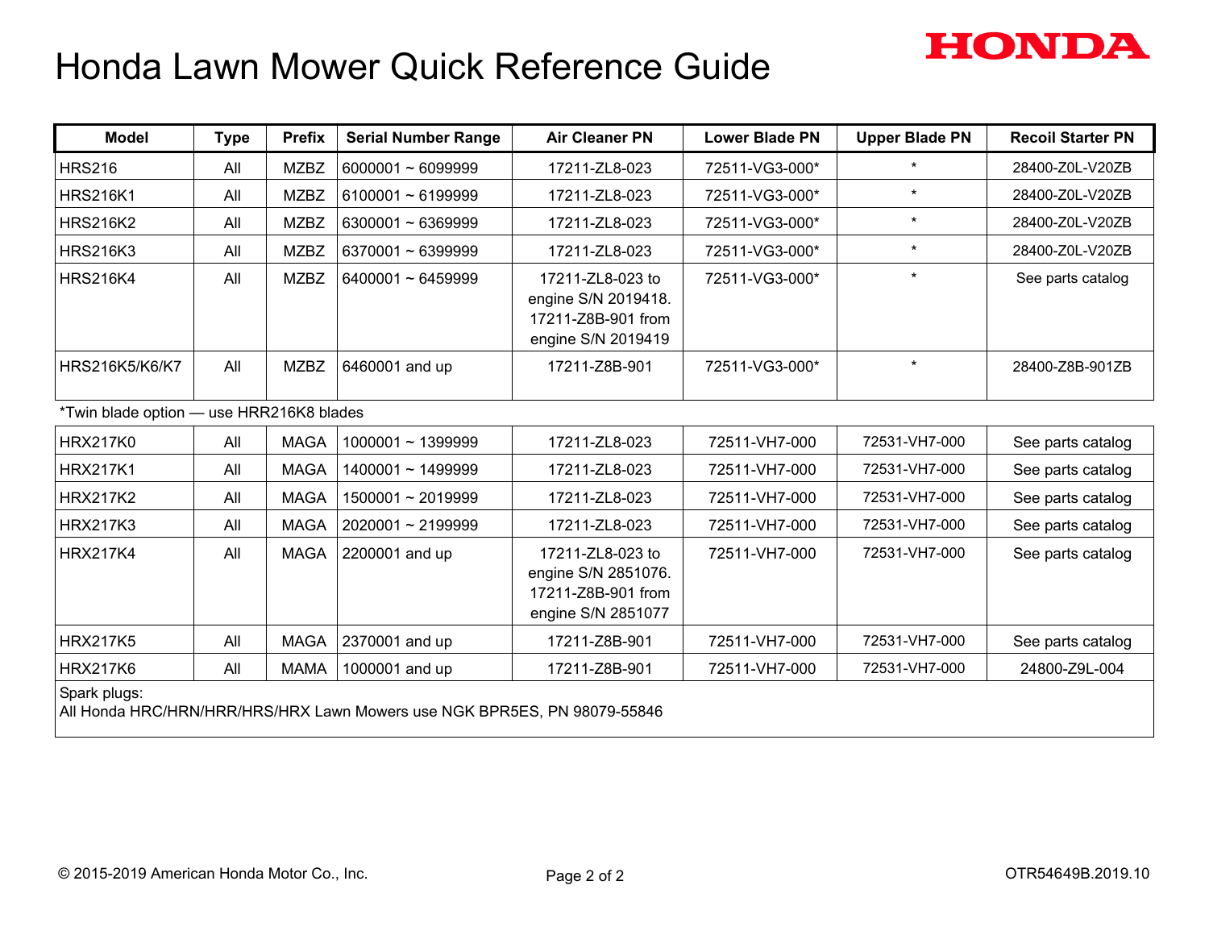# Honda Lawn Mower Quick Reference Guide

HONDA

| Model | Type | Prefix | Serial Number Range | Air Cleaner PN | Lower Blade PN | Upper Blade PN | Recoil Starter PN |
|---|---|---|---|---|---|---|---|
| HRS216 | All | MZBZ | 6000001 ~ 6099999 | 17211-ZL8-023 | 72511-VG3-000* | * | 28400-Z0L-V20ZB |
| HRS216K1 | All | MZBZ | 6100001 ~ 6199999 | 17211-ZL8-023 | 72511-VG3-000* | * | 28400-Z0L-V20ZB |
| HRS216K2 | All | MZBZ | 6300001 ~ 6369999 | 17211-ZL8-023 | 72511-VG3-000* | * | 28400-Z0L-V20ZB |
| HRS216K3 | All | MZBZ | 6370001 ~ 6399999 | 17211-ZL8-023 | 72511-VG3-000* | * | 28400-Z0L-V20ZB |
| HRS216K4 | All | MZBZ | 6400001 ~ 6459999 | 17211-ZL8-023 to engine S/N 2019418. 17211-Z8B-901 from engine S/N 2019419 | 72511-VG3-000* | * | See parts catalog |
| HRS216K5/K6/K7 | All | MZBZ | 6460001 and up | 17211-Z8B-901 | 72511-VG3-000* | * | 28400-Z8B-901ZB |
| *Twin blade option — use HRR216K8 blades | | | | | | | |
| HRX217K0 | All | MAGA | 1000001 ~ 1399999 | 17211-ZL8-023 | 72511-VH7-000 | 72531-VH7-000 | See parts catalog |
| HRX217K1 | All | MAGA | 1400001 ~ 1499999 | 17211-ZL8-023 | 72511-VH7-000 | 72531-VH7-000 | See parts catalog |
| HRX217K2 | All | MAGA | 1500001 ~ 2019999 | 17211-ZL8-023 | 72511-VH7-000 | 72531-VH7-000 | See parts catalog |
| HRX217K3 | All | MAGA | 2020001 ~ 2199999 | 17211-ZL8-023 | 72511-VH7-000 | 72531-VH7-000 | See parts catalog |
| HRX217K4 | All | MAGA | 2200001 and up | 17211-ZL8-023 to engine S/N 2851076. 17211-Z8B-901 from engine S/N 2851077 | 72511-VH7-000 | 72531-VH7-000 | See parts catalog |
| HRX217K5 | All | MAGA | 2370001 and up | 17211-Z8B-901 | 72511-VH7-000 | 72531-VH7-000 | See parts catalog |
| HRX217K6 | All | MAMA | 1000001 and up | 17211-Z8B-901 | 72511-VH7-000 | 72531-VH7-000 | 24800-Z9L-004 |

Spark plugs:
All Honda HRC/HRN/HRR/HRS/HRX Lawn Mowers use NGK BPR5ES, PN 98079-55846

© 2015-2019 American Honda Motor Co., Inc.

OTR54649B.2019.10